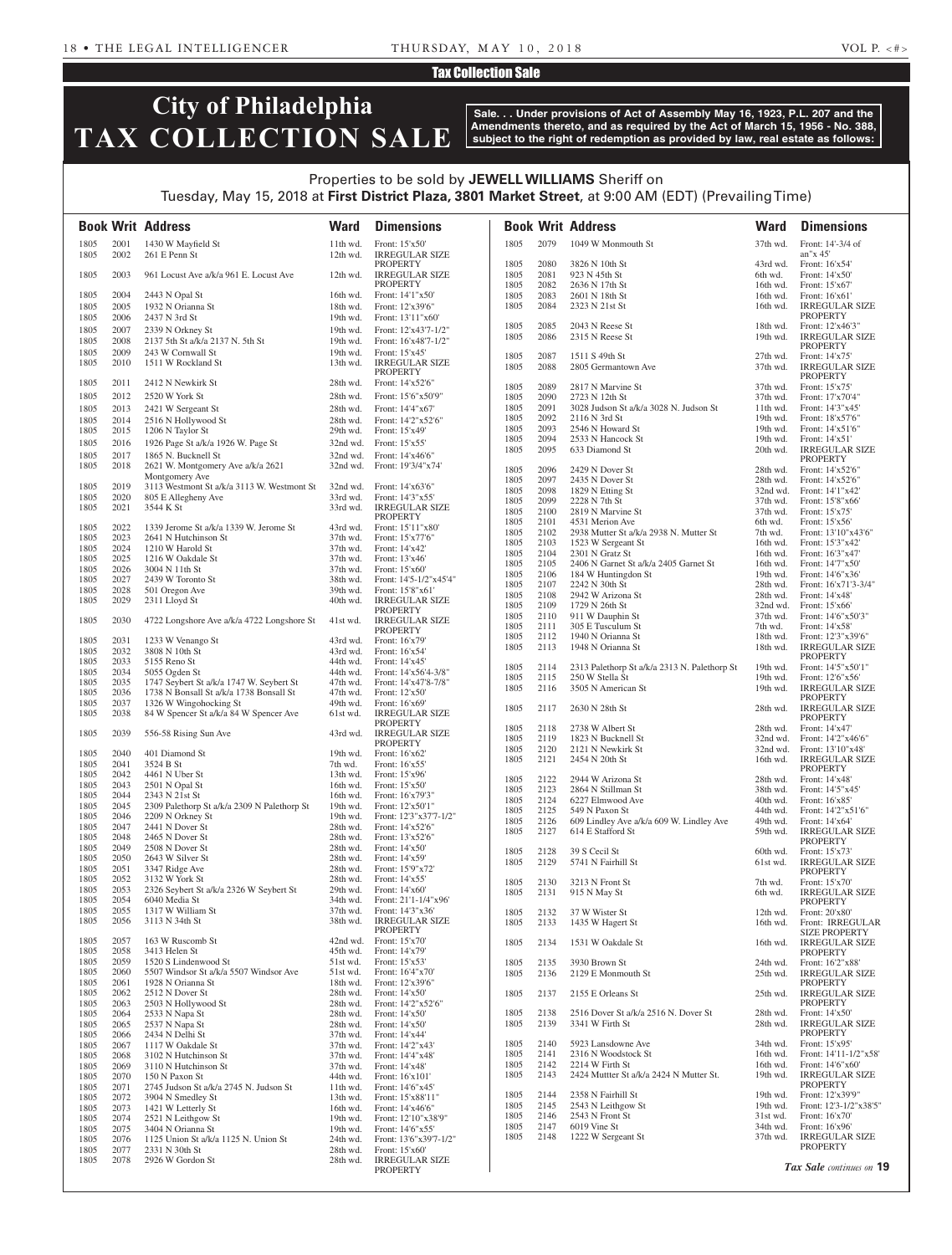Tax Collection Sale

# City of Philadelphia TAX COLLECTION SALE

**Sale. . . Under provisions of Act of Assembly May 16, 1923, P.L. 207 and the Amendments thereto, and as required by the Act of March 15, 1956 - No. 388, subject to the right of redemption as provided by law, real estate as follows:**

Properties to be sold by **JEWELL WILLIAMS** Sheriff on Tuesday, May 15, 2018 at **First District Plaza, 3801 Market Street**, at 9:00 AM (EDT) (Prevailing Time)

| Book | Writ | Address | Ward | Dimensions |
|---|---|---|---|---|
| 1805 | 2001 | 1430 W Mayfield St | 11th wd. | Front: 15'x50' |
| 1805 | 2002 | 261 E Penn St | 12th wd. | IRREGULAR SIZE PROPERTY |
| 1805 | 2003 | 961 Locust Ave a/k/a 961 E. Locust Ave | 12th wd. | IRREGULAR SIZE PROPERTY |
| 1805 | 2004 | 2443 N Opal St | 16th wd. | Front: 14'1"x50' |
| 1805 | 2005 | 1932 N Orianna St | 18th wd. | Front: 12'x39'6" |
| 1805 | 2006 | 2437 N 3rd St | 19th wd. | Front: 13'11"x60' |
| 1805 | 2007 | 2339 N Orkney St | 19th wd. | Front: 12'x43'7-1/2" |
| 1805 | 2008 | 2137 5th St a/k/a 2137 N. 5th St | 19th wd. | Front: 16'x48'7-1/2" |
| 1805 | 2009 | 243 W Cornwall St | 19th wd. | Front: 15'x45' |
| 1805 | 2010 | 1511 W Rockland St | 13th wd. | IRREGULAR SIZE PROPERTY |
| 1805 | 2011 | 2412 N Newkirk St | 28th wd. | Front: 14'x52'6" |
| 1805 | 2012 | 2520 W York St | 28th wd. | Front: 15'6"x50'9" |
| 1805 | 2013 | 2421 W Sergeant St | 28th wd. | Front: 14'4"x67' |
| 1805 | 2014 | 2516 N Hollywood St | 28th wd. | Front: 14'2"x52'6" |
| 1805 | 2015 | 1206 N Taylor St | 29th wd. | Front: 15'x49' |
| 1805 | 2016 | 1926 Page St a/k/a 1926 W. Page St | 32nd wd. | Front: 15'x55' |
| 1805 | 2017 | 1865 N. Bucknell St | 32nd wd. | Front: 14'x46'6" |
| 1805 | 2018 | 2621 W. Montgomery Ave a/k/a 2621 Montgomery Ave | 32nd wd. | Front: 19'3/4"x74' |
| 1805 | 2019 | 3113 Westmont St a/k/a 3113 W. Westmont St | 32nd wd. | Front: 14'x63'6" |
| 1805 | 2020 | 805 E Allegheny Ave | 33rd wd. | Front: 14'3"x55' |
| 1805 | 2021 | 3544 K St | 33rd wd. | IRREGULAR SIZE PROPERTY |
| 1805 | 2022 | 1339 Jerome St a/k/a 1339 W. Jerome St | 43rd wd. | Front: 15'11"x80' |
| 1805 | 2023 | 2641 N Hutchinson St | 37th wd. | Front: 15'x77'6" |
| 1805 | 2024 | 1210 W Harold St | 37th wd. | Front: 14'x42' |
| 1805 | 2025 | 1216 W Oakdale St | 37th wd. | Front: 13'x46' |
| 1805 | 2026 | 3004 N 11th St | 37th wd. | Front: 15'x60' |
| 1805 | 2027 | 2439 W Toronto St | 38th wd. | Front: 14'5-1/2"x45'4" |
| 1805 | 2028 | 501 Oregon Ave | 39th wd. | Front: 15'8"x61' |
| 1805 | 2029 | 2311 Lloyd St | 40th wd. | IRREGULAR SIZE PROPERTY |
| 1805 | 2030 | 4722 Longshore Ave a/k/a 4722 Longshore St | 41st wd. | IRREGULAR SIZE PROPERTY |
| 1805 | 2031 | 1233 W Venango St | 43rd wd. | Front: 16'x79' |
| 1805 | 2032 | 3808 N 10th St | 43rd wd. | Front: 16'x54' |
| 1805 | 2033 | 5155 Reno St | 44th wd. | Front: 14'x45' |
| 1805 | 2034 | 5055 Ogden St | 44th wd. | Front: 14'x56'4-3/8" |
| 1805 | 2035 | 1747 Seybert St a/k/a 1747 W. Seybert St | 47th wd. | Front: 14'x47'8-7/8" |
| 1805 | 2036 | 1738 N Bonsall St a/k/a 1738 Bonsall St | 47th wd. | Front: 12'x50' |
| 1805 | 2037 | 1326 W Wingohocking St | 49th wd. | Front: 16'x69' |
| 1805 | 2038 | 84 W Spencer St a/k/a 84 W Spencer Ave | 61st wd. | IRREGULAR SIZE PROPERTY |
| 1805 | 2039 | 556-58 Rising Sun Ave | 43rd wd. | IRREGULAR SIZE PROPERTY |
| 1805 | 2040 | 401 Diamond St | 19th wd. | Front: 16'x62' |
| 1805 | 2041 | 3524 B St | 7th wd. | Front: 16'x55' |
| 1805 | 2042 | 4461 N Uber St | 13th wd. | Front: 15'x96' |
| 1805 | 2043 | 2501 N Opal St | 16th wd. | Front: 15'x50' |
| 1805 | 2044 | 2343 N 21st St | 16th wd. | Front: 16'x79'3" |
| 1805 | 2045 | 2309 Palethorp St a/k/a 2309 N Palethorp St | 19th wd. | Front: 12'x50'1" |
| 1805 | 2046 | 2209 N Orkney St | 19th wd. | Front: 12'3"x37'7-1/2" |
| 1805 | 2047 | 2441 N Dover St | 28th wd. | Front: 14'x52'6" |
| 1805 | 2048 | 2465 N Dover St | 28th wd. | Front: 13'x52'6" |
| 1805 | 2049 | 2508 N Dover St | 28th wd. | Front: 14'x50' |
| 1805 | 2050 | 2643 W Silver St | 28th wd. | Front: 14'x59' |
| 1805 | 2051 | 3347 Ridge Ave | 28th wd. | Front: 15'9"x72' |
| 1805 | 2052 | 3132 W York St | 28th wd. | Front: 14'x55' |
| 1805 | 2053 | 2326 Seybert St a/k/a 2326 W Seybert St | 29th wd. | Front: 14'x60' |
| 1805 | 2054 | 6040 Media St | 34th wd. | Front: 21'1-1/4"x96' |
| 1805 | 2055 | 1317 W William St | 37th wd. | Front: 14'3"x36' |
| 1805 | 2056 | 3113 N 34th St | 38th wd. | IRREGULAR SIZE PROPERTY |
| 1805 | 2057 | 163 W Ruscomb St | 42nd wd. | Front: 15'x70' |
| 1805 | 2058 | 3413 Helen St | 45th wd. | Front: 14'x79' |
| 1805 | 2059 | 1520 S Lindenwood St | 51st wd. | Front: 15'x53' |
| 1805 | 2060 | 5507 Windsor St a/k/a 5507 Windsor Ave | 51st wd. | Front: 16'4"x70' |
| 1805 | 2061 | 1928 N Orianna St | 18th wd. | Front: 12'x39'6" |
| 1805 | 2062 | 2512 N Dover St | 28th wd. | Front: 14'x50' |
| 1805 | 2063 | 2503 N Hollywood St | 28th wd. | Front: 14'2"x52'6" |
| 1805 | 2064 | 2533 N Napa St | 28th wd. | Front: 14'x50' |
| 1805 | 2065 | 2537 N Napa St | 28th wd. | Front: 14'x50' |
| 1805 | 2066 | 2434 N Delhi St | 37th wd. | Front: 14'x44' |
| 1805 | 2067 | 1117 W Oakdale St | 37th wd. | Front: 14'2"x43' |
| 1805 | 2068 | 3102 N Hutchinson St | 37th wd. | Front: 14'4"x48' |
| 1805 | 2069 | 3110 N Hutchinson St | 37th wd. | Front: 14'x48' |
| 1805 | 2070 | 150 N Paxon St | 44th wd. | Front: 16'x101' |
| 1805 | 2071 | 2745 Judson St a/k/a 2745 N. Judson St | 11th wd. | Front: 14'6"x45' |
| 1805 | 2072 | 3904 N Smedley St | 13th wd. | Front: 15'x88'11" |
| 1805 | 2073 | 1421 W Letterly St | 16th wd. | Front: 14'x46'6" |
| 1805 | 2074 | 2521 N Leithgow St | 19th wd. | Front: 12'10"x38'9" |
| 1805 | 2075 | 3404 N Orianna St | 19th wd. | Front: 14'6"x55' |
| 1805 | 2076 | 1125 Union St a/k/a 1125 N. Union St | 24th wd. | Front: 13'6"x39'7-1/2" |
| 1805 | 2077 | 2331 N 30th St | 28th wd. | Front: 15'x60' |
| 1805 | 2078 | 2926 W Gordon St | 28th wd. | IRREGULAR SIZE PROPERTY |
| 1805 | 2079 | 1049 W Monmouth St | 37th wd. | Front: 14'-3/4 of an"x 45' |
| 1805 | 2080 | 3826 N 10th St | 43rd wd. | Front: 16'x54' |
| 1805 | 2081 | 923 N 45th St | 6th wd. | Front: 14'x50' |
| 1805 | 2082 | 2636 N 17th St | 16th wd. | Front: 15'x67' |
| 1805 | 2083 | 2601 N 18th St | 16th wd. | Front: 16'x61' |
| 1805 | 2084 | 2323 N 21st St | 16th wd. | IRREGULAR SIZE PROPERTY |
| 1805 | 2085 | 2043 N Reese St | 18th wd. | Front: 12'x46'3" |
| 1805 | 2086 | 2315 N Reese St | 19th wd. | IRREGULAR SIZE PROPERTY |
| 1805 | 2087 | 1511 S 49th St | 27th wd. | Front: 14'x75' |
| 1805 | 2088 | 2805 Germantown Ave | 37th wd. | IRREGULAR SIZE PROPERTY |
| 1805 | 2089 | 2817 N Marvine St | 37th wd. | Front: 15'x75' |
| 1805 | 2090 | 2723 N 12th St | 37th wd. | Front: 17'x70'4" |
| 1805 | 2091 | 3028 Judson St a/k/a 3028 N. Judson St | 11th wd. | Front: 14'3"x45' |
| 1805 | 2092 | 2116 N 3rd St | 19th wd. | Front: 18'x57'6" |
| 1805 | 2093 | 2546 N Howard St | 19th wd. | Front: 14'x51'6" |
| 1805 | 2094 | 2533 N Hancock St | 19th wd. | Front: 14'x51' |
| 1805 | 2095 | 633 Diamond St | 20th wd. | IRREGULAR SIZE PROPERTY |
| 1805 | 2096 | 2429 N Dover St | 28th wd. | Front: 14'x52'6" |
| 1805 | 2097 | 2435 N Dover St | 28th wd. | Front: 14'x52'6" |
| 1805 | 2098 | 1829 N Etting St | 32nd wd. | Front: 14'1"x42' |
| 1805 | 2099 | 2228 N 7th St | 37th wd. | Front: 15'8"x66' |
| 1805 | 2100 | 2819 N Marvine St | 37th wd. | Front: 15'x75' |
| 1805 | 2101 | 4531 Merion Ave | 6th wd. | Front: 15'x56' |
| 1805 | 2102 | 2938 Mutter St a/k/a 2938 N. Mutter St | 7th wd. | Front: 13'10"x43'6" |
| 1805 | 2103 | 1523 W Sergeant St | 16th wd. | Front: 15'3"x42' |
| 1805 | 2104 | 2301 N Gratz St | 16th wd. | Front: 16'3"x47' |
| 1805 | 2105 | 2406 N Garnet St a/k/a 2405 Garnet St | 16th wd. | Front: 14'7"x50' |
| 1805 | 2106 | 184 W Huntingdon St | 19th wd. | Front: 14'6"x36' |
| 1805 | 2107 | 2242 N 30th St | 28th wd. | Front: 16'x71'3-3/4" |
| 1805 | 2108 | 2942 W Arizona St | 28th wd. | Front: 14'x48' |
| 1805 | 2109 | 1729 N 26th St | 32nd wd. | Front: 15'x66' |
| 1805 | 2110 | 911 W Dauphin St | 37th wd. | Front: 14'6"x50'3" |
| 1805 | 2111 | 305 E Tusculum St | 7th wd. | Front: 14'x58' |
| 1805 | 2112 | 1940 N Orianna St | 18th wd. | Front: 12'3"x39'6" |
| 1805 | 2113 | 1948 N Orianna St | 18th wd. | IRREGULAR SIZE PROPERTY |
| 1805 | 2114 | 2313 Palethorp St a/k/a 2313 N. Palethorp St | 19th wd. | Front: 14'5"x50'1" |
| 1805 | 2115 | 250 W Stella St | 19th wd. | Front: 12'6"x56' |
| 1805 | 2116 | 3505 N American St | 19th wd. | IRREGULAR SIZE PROPERTY |
| 1805 | 2117 | 2630 N 28th St | 28th wd. | IRREGULAR SIZE PROPERTY |
| 1805 | 2118 | 2738 W Albert St | 28th wd. | Front: 14'x47' |
| 1805 | 2119 | 1823 N Bucknell St | 32nd wd. | Front: 14'2"x46'6" |
| 1805 | 2120 | 2121 N Newkirk St | 32nd wd. | Front: 13'10"x48' |
| 1805 | 2121 | 2454 N 20th St | 16th wd. | IRREGULAR SIZE PROPERTY |
| 1805 | 2122 | 2944 W Arizona St | 28th wd. | Front: 14'x48' |
| 1805 | 2123 | 2864 N Stillman St | 38th wd. | Front: 14'5"x45' |
| 1805 | 2124 | 6227 Elmwood Ave | 40th wd. | Front: 16'x85' |
| 1805 | 2125 | 549 N Paxon St | 44th wd. | Front: 14'2"x51'6" |
| 1805 | 2126 | 609 Lindley Ave a/k/a 609 W. Lindley Ave | 49th wd. | Front: 14'x64' |
| 1805 | 2127 | 614 E Stafford St | 59th wd. | IRREGULAR SIZE PROPERTY |
| 1805 | 2128 | 39 S Cecil St | 60th wd. | Front: 15'x73' |
| 1805 | 2129 | 5741 N Fairhill St | 61st wd. | IRREGULAR SIZE PROPERTY |
| 1805 | 2130 | 3213 N Front St | 7th wd. | Front: 15'x70' |
| 1805 | 2131 | 915 N May St | 6th wd. | IRREGULAR SIZE PROPERTY |
| 1805 | 2132 | 37 W Wister St | 12th wd. | Front: 20'x80' |
| 1805 | 2133 | 1435 W Hagert St | 16th wd. | Front: IRREGULAR SIZE PROPERTY |
| 1805 | 2134 | 1531 W Oakdale St | 16th wd. | IRREGULAR SIZE PROPERTY |
| 1805 | 2135 | 3930 Brown St | 24th wd. | Front: 16'2"x88' |
| 1805 | 2136 | 2129 E Monmouth St | 25th wd. | IRREGULAR SIZE PROPERTY |
| 1805 | 2137 | 2155 E Orleans St | 25th wd. | IRREGULAR SIZE PROPERTY |
| 1805 | 2138 | 2516 Dover St a/k/a 2516 N. Dover St | 28th wd. | Front: 14'x50' |
| 1805 | 2139 | 3341 W Firth St | 28th wd. | IRREGULAR SIZE PROPERTY |
| 1805 | 2140 | 5923 Lansdowne Ave | 34th wd. | Front: 15'x95' |
| 1805 | 2141 | 2316 N Woodstock St | 16th wd. | Front: 14'11-1/2"x58' |
| 1805 | 2142 | 2214 W Firth St | 16th wd. | Front: 14'6"x60' |
| 1805 | 2143 | 2424 Muttter St a/k/a 2424 N Mutter St. | 19th wd. | IRREGULAR SIZE PROPERTY |
| 1805 | 2144 | 2358 N Fairhill St | 19th wd. | Front: 12'x39'9" |
| 1805 | 2145 | 2543 N Leithgow St | 19th wd. | Front: 12'3-1/2"x38'5" |
| 1805 | 2146 | 2543 N Front St | 31st wd. | Front: 16'x70' |
| 1805 | 2147 | 6019 Vine St | 34th wd. | Front: 16'x96' |
| 1805 | 2148 | 1222 W Sergeant St | 37th wd. | IRREGULAR SIZE PROPERTY |

*Tax Sale continues on* **19**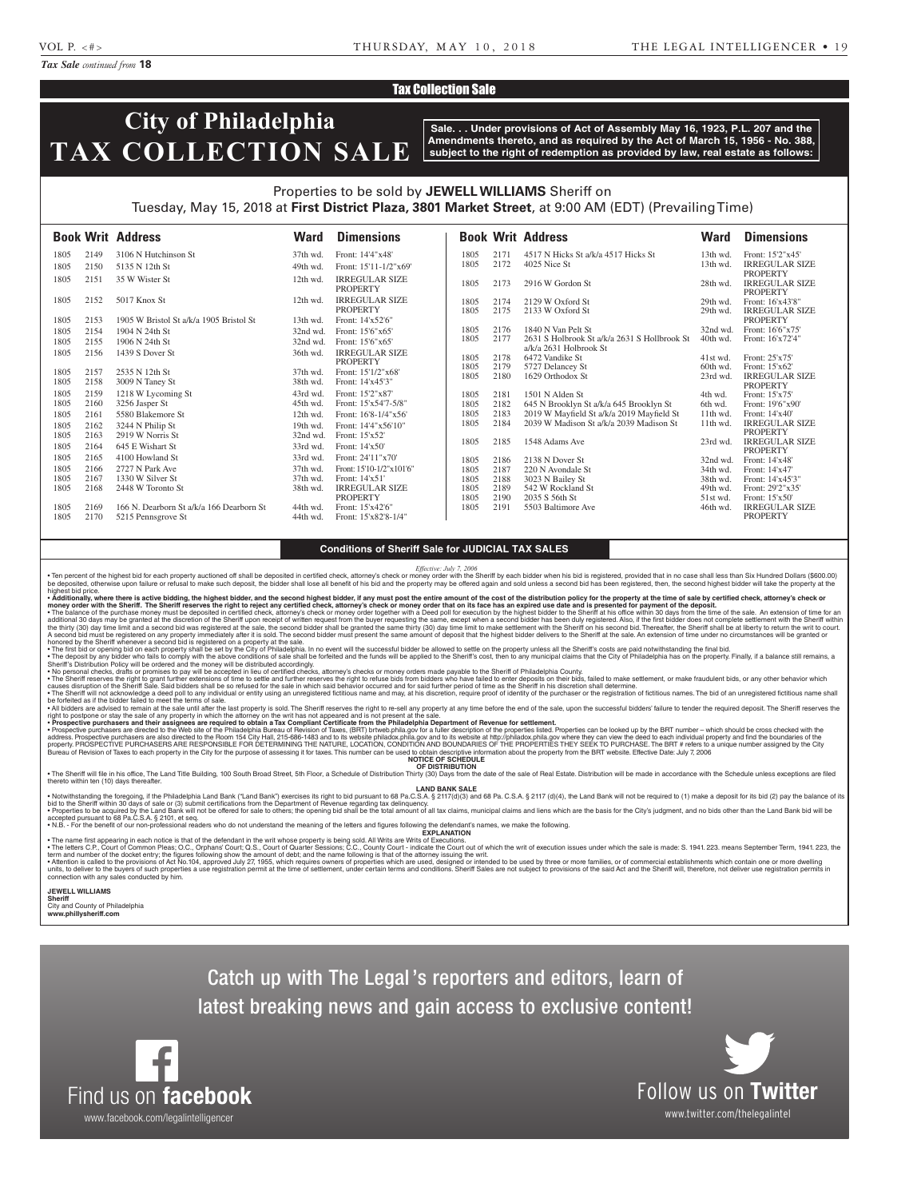*Tax Sale continued from* **18**

**Tax Collection Sale**

# City of Philadelphia TAX COLLECTION SALE

**Sale. . . Under provisions of Act of Assembly May 16, 1923, P.L. 207 and the Amendments thereto, and as required by the Act of March 15, 1956 - No. 388, subject to the right of redemption as provided by law, real estate as follows:**

Properties to be sold by **JEWELL WILLIAMS** Sheriff on
Tuesday, May 15, 2018 at **First District Plaza, 3801 Market Street**, at 9:00 AM (EDT) (Prevailing Time)

| Book | Writ | Address | Ward | Dimensions |
|---|---|---|---|---|
| 1805 | 2149 | 3106 N Hutchinson St | 37th wd. | Front: 14'4"x48' |
| 1805 | 2150 | 5135 N 12th St | 49th wd. | Front: 15'11-1/2"x69' |
| 1805 | 2151 | 35 W Wister St | 12th wd. | IRREGULAR SIZE PROPERTY |
| 1805 | 2152 | 5017 Knox St | 12th wd. | IRREGULAR SIZE PROPERTY |
| 1805 | 2153 | 1905 W Bristol St a/k/a 1905 Bristol St | 13th wd. | Front: 14'x52'6" |
| 1805 | 2154 | 1904 N 24th St | 32nd wd. | Front: 15'6"x65' |
| 1805 | 2155 | 1906 N 24th St | 32nd wd. | Front: 15'6"x65' |
| 1805 | 2156 | 1439 S Dover St | 36th wd. | IRREGULAR SIZE PROPERTY |
| 1805 | 2157 | 2535 N 12th St | 37th wd. | Front: 15'1/2"x68' |
| 1805 | 2158 | 3009 N Taney St | 38th wd. | Front: 14'x45'3" |
| 1805 | 2159 | 1218 W Lycoming St | 43rd wd. | Front: 15'2"x87' |
| 1805 | 2160 | 3256 Jasper St | 45th wd. | Front: 15'x54'7-5/8" |
| 1805 | 2161 | 5580 Blakemore St | 12th wd. | Front: 16'8-1/4"x56' |
| 1805 | 2162 | 3244 N Philip St | 19th wd. | Front: 14'4"x56'10" |
| 1805 | 2163 | 2919 W Norris St | 32nd wd. | Front: 15'x52' |
| 1805 | 2164 | 645 E Wishart St | 33rd wd. | Front: 14'x50' |
| 1805 | 2165 | 4100 Howland St | 33rd wd. | Front: 24'11"x70' |
| 1805 | 2166 | 2727 N Park Ave | 37th wd. | Front: 15'10-1/2"x101'6" |
| 1805 | 2167 | 1330 W Silver St | 37th wd. | Front: 14'x51' |
| 1805 | 2168 | 2448 W Toronto St | 38th wd. | IRREGULAR SIZE PROPERTY |
| 1805 | 2169 | 166 N. Dearborn St a/k/a 166 Dearborn St | 44th wd. | Front: 15'x42'6" |
| 1805 | 2170 | 5215 Pennsgrove St | 44th wd. | Front: 15'x82'8-1/4" |
| 1805 | 2171 | 4517 N Hicks St a/k/a 4517 Hicks St | 13th wd. | Front: 15'2"x45' |
| 1805 | 2172 | 4025 Nice St | 13th wd. | IRREGULAR SIZE PROPERTY |
| 1805 | 2173 | 2916 W Gordon St | 28th wd. | IRREGULAR SIZE PROPERTY |
| 1805 | 2174 | 2129 W Oxford St | 29th wd. | Front: 16'x43'8" |
| 1805 | 2175 | 2133 W Oxford St | 29th wd. | IRREGULAR SIZE PROPERTY |
| 1805 | 2176 | 1840 N Van Pelt St | 32nd wd. | Front: 16'6"x75' |
| 1805 | 2177 | 2631 S Holbrook St a/k/a 2631 S Hollbrook St a/k/a 2631 Holbrook St | 40th wd. | Front: 16'x72'4" |
| 1805 | 2178 | 6472 Vandike St | 41st wd. | Front: 25'x75' |
| 1805 | 2179 | 5727 Delancey St | 60th wd. | Front: 15'x62' |
| 1805 | 2180 | 1629 Orthodox St | 23rd wd. | IRREGULAR SIZE PROPERTY |
| 1805 | 2181 | 1501 N Alden St | 4th wd. | Front: 15'x75' |
| 1805 | 2182 | 645 N Brooklyn St a/k/a 645 Brooklyn St | 6th wd. | Front: 19'6"x90' |
| 1805 | 2183 | 2019 W Mayfield St a/k/a 2019 Mayfield St | 11th wd. | Front: 14'x40' |
| 1805 | 2184 | 2039 W Madison St a/k/a 2039 Madison St | 11th wd. | IRREGULAR SIZE PROPERTY |
| 1805 | 2185 | 1548 Adams Ave | 23rd wd. | IRREGULAR SIZE PROPERTY |
| 1805 | 2186 | 2138 N Dover St | 32nd wd. | Front: 14'x48' |
| 1805 | 2187 | 220 N Avondale St | 34th wd. | Front: 14'x47' |
| 1805 | 2188 | 3023 N Bailey St | 38th wd. | Front: 14'x45'3" |
| 1805 | 2189 | 542 W Rockland St | 49th wd. | Front: 29'2"x35' |
| 1805 | 2190 | 2035 S 56th St | 51st wd. | Front: 15'x50' |
| 1805 | 2191 | 5503 Baltimore Ave | 46th wd. | IRREGULAR SIZE PROPERTY |

## Conditions of Sheriff Sale for JUDICIAL TAX SALES

*Effective: July 7, 2006*

• Ten percent of the highest bid for each property auctioned off shall be deposited in certified check, attorney's check or money order with the Sheriff by each bidder when his bid is registered, provided that in no case shall less than Six Hundred Dollars ($600.00) be deposited, otherwise upon failure or refusal to make such deposit, the bidder shall lose all benefit of his bid and the property may be offered again and sold unless a second bid has been registered, then, the second highest bidder will take the property at the highest bid price.

• **Additionally, where there is active bidding, the highest bidder, and the second highest bidder, if any must post the entire amount of the cost of the distribution policy for the property at the time of sale by certified check, attorney's check or money order with the Sheriff. The Sheriff reserves the right to reject any certified check, attorney's check or money order that on its face has an expired use date and is presented for payment of the deposit.**

• The balance of the purchase money must be deposited in certified check, attorney's check or money order together with a Deed poll for execution by the highest bidder to the Sheriff at his office within 30 days from the time of the sale. An extension of time for an additional 30 days may be granted at the discretion of the Sheriff upon receipt of written request from the buyer requesting the same, except when a second bidder has been duly registered. Also, if the first bidder does not complete settlement with the Sheriff within the thirty (30) day time limit and a second bid was registered at the sale, the second bidder shall be granted the same thirty (30) day time limit to make settlement with the Sheriff on his second bid. Thereafter, the Sheriff shall be at liberty to return the writ to court. A second bid must be registered on any property immediately after it is sold. The second bidder must present the same amount of deposit that the highest bidder delivers to the Sheriff at the sale. An extension of time under no circumstances will be granted or honored by the Sheriff whenever a second bid is registered on a property at the sale.

• The first bid or opening bid on each property shall be set by the City of Philadelphia. In no event will the successful bidder be allowed to settle on the property unless all the Sheriff's costs are paid notwithstanding the final bid.

• The deposit by any bidder who fails to comply with the above conditions of sale shall be forfeited and the funds will be applied to the Sheriff's cost, then to any municipal claims that the City of Philadelphia has on the property. Finally, if a balance still remains, a Sheriff's Distribution Policy will be ordered and the money will be distributed accordingly.

• No personal checks, drafts or promises to pay will be accepted in lieu of certified checks, attorney's checks or money orders made payable to the Sheriff of Philadelphia County.

• The Sheriff reserves the right to grant further extensions of time to settle and further reserves the right to refuse bids from bidders who have failed to enter deposits on their bids, failed to make settlement, or make fraudulent bids, or any other behavior which causes disruption of the Sheriff Sale. Said bidders shall be so refused for the sale in which said behavior occurred and for said further period of time as the Sheriff in his discretion shall determine.

• The Sheriff will not acknowledge a deed poll to any individual or entity using an unregistered fictitious name and may, at his discretion, require proof of identity of the purchaser or the registration of fictitious names. The bid of an unregistered fictitious name shall be forfeited as if the bidder failed to meet the terms of sale.

• All bidders are advised to remain at the sale until after the last property is sold. The Sheriff reserves the right to re-sell any property at any time before the end of the sale, upon the successful bidders' failure to tender the required deposit. The Sheriff reserves the right to postpone or stay the sale of any property in which the attorney on the writ has not appeared and is not present at the sale.

• **Prospective purchasers and their assignees are required to obtain a Tax Compliant Certificate from the Philadelphia Department of Revenue for settlement.**

• Prospective purchasers are directed to the Web site of the Philadelphia Bureau of Revision of Taxes, (BRT) brtweb.phila.gov for a fuller description of the properties listed. Properties can be looked up by the BRT number – which should be cross checked with the address. Prospective purchasers are also directed to the Room 154 City Hall, 215-686-1483 and to its website philadox.phila.gov and to its website at http://philadox.phila.gov where they can view the deed to each individual property and find the boundaries of the property. PROSPECTIVE PURCHASERS ARE RESPONSIBLE FOR DETERMINING THE NATURE, LOCATION, CONDITION AND BOUNDARIES OF THE PROPERTIES THEY SEEK TO PURCHASE. The BRT # refers to a unique number assigned by the City Bureau of Revision of Taxes to each property in the City for the purpose of assessing it for taxes. This number can be used to obtain descriptive information about the property from the BRT website. Effective Date: July 7, 2006

**NOTICE OF SCHEDULE OF DISTRIBUTION**

• The Sheriff will file in his office, The Land Title Building, 100 South Broad Street, 5th Floor, a Schedule of Distribution Thirty (30) Days from the date of the sale of Real Estate. Distribution will be made in accordance with the Schedule unless exceptions are filed thereto within ten (10) days thereafter.

**LAND BANK SALE**

• Notwithstanding the foregoing, if the Philadelphia Land Bank ("Land Bank") exercises its right to bid pursuant to 68 Pa.C.S.A. § 2117(d)(3) and 68 Pa. C.S.A. § 2117 (d)(4), the Land Bank will not be required to (1) make a deposit for its bid (2) pay the balance of its bid to the Sheriff within 30 days of sale or (3) submit certifications from the Department of Revenue regarding tax delinquency.

• Properties to be acquired by the Land Bank will not be offered for sale to others; the opening bid shall be the total amount of all tax claims, municipal claims and liens which are the basis for the City's judgment, and no bids other than the Land Bank will be accepted pursuant to 68 Pa.C.S.A. § 2101, et seq.

• N.B. - For the benefit of our non-professional readers who do not understand the meaning of the letters and figures following the defendant's names, we make the following.

**EXPLANATION**

• The name first appearing in each notice is that of the defendant in the writ whose property is being sold. All Writs are Writs of Executions.

• The letters C.P., Court of Common Pleas; O.C., Orphans' Court; Q.S., Court of Quarter Sessions; C.C., County Court - indicate the Court out of which the writ of execution issues under which the sale is made: S. 1941. 223. means September Term, 1941. 223, the term and number of the docket entry; the figures following show the amount of debt; and the name following is that of the attorney issuing the writ.

• Attention is called to the provisions of Act No.104, approved July 27, 1955, which requires owners of properties which are used, designed or intended to be used by three or more families, or of commercial establishments which contain one or more dwelling units, to deliver to the buyers of such properties a use registration permit at the time of settlement, under certain terms and conditions. Sheriff Sales are not subject to provisions of the said Act and the Sheriff will, therefore, not deliver use registration permits in connection with any sales conducted by him.

**JEWELL WILLIAMS**
**Sheriff**
City and County of Philadelphia
**www.phillysheriff.com**

Catch up with The Legal's reporters and editors, learn of latest breaking news and gain access to exclusive content!

Find us on **facebook**
www.facebook.com/legalintelligencer

Follow us on **Twitter**
www.twitter.com/thelegalintel